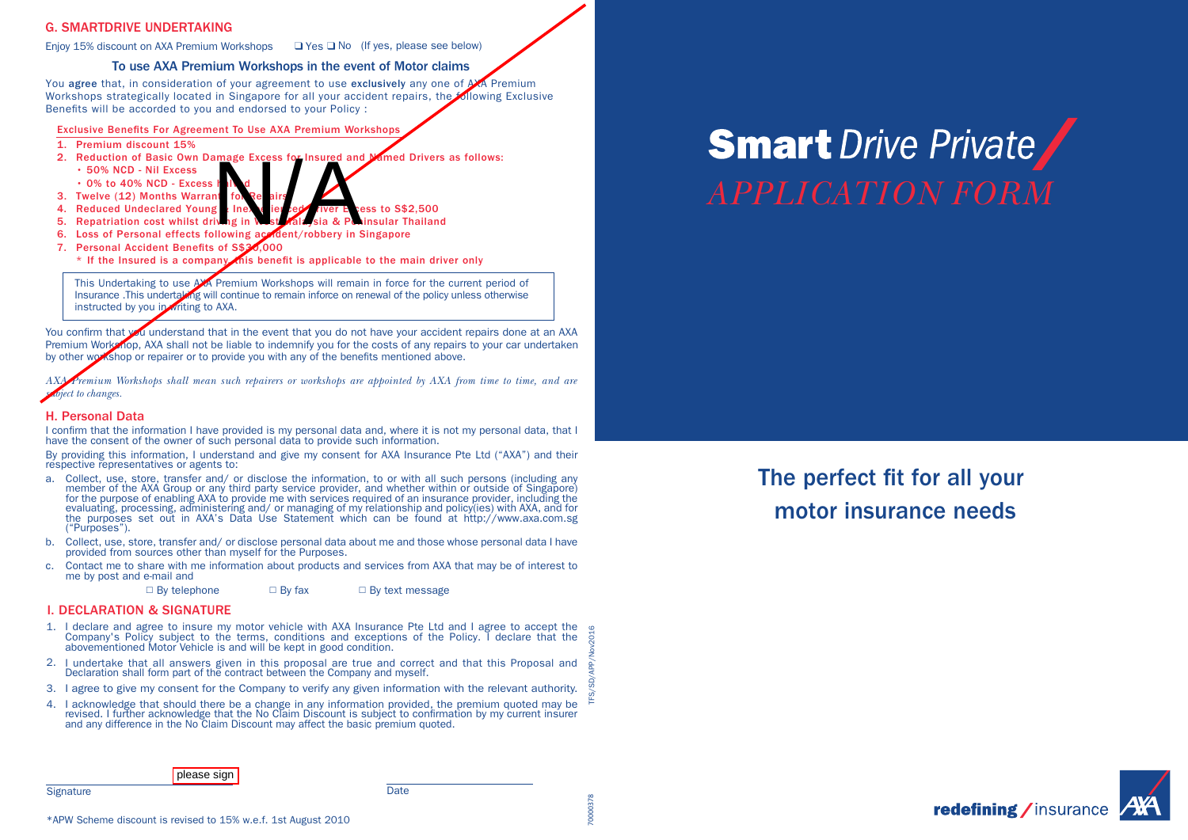## G. SMARTDRIVE UNDERTAKING

Enjoy 15% discount on AXA Premium Workshops ❑ Yes ❑ No (If yes, please see below)

### To use AXA Premium Workshops in the event of Motor claims

You **agree** that, in consideration of your agreement to use **exclusively** any one of AXA Premium Workshops strategically located in Singapore for all your accident repairs, the following Exclusive Benefits will be accorded to you and endorsed to your Policy :

**Exclusive Benefits For Agreement To Use AXA Premium Workshops**

1. Premium discount 15%
2. Reduction of Basic Own Damage Excess for Insured and Named Drivers as follows:
   - 50% NCD - Nil Excess
   - 0% to 40% NCD - Excess halved
3. Twelve (12) Months Warranty for Repairs
4. Reduced Undeclared Young & Inexperienced Driver Excess to S$2,500
5. Repatriation cost whilst driving in West Malaysia & Peninsular Thailand
6. Loss of Personal effects following accident/robbery in Singapore
7. Personal Accident Benefits of S$30,000
   \* If the Insured is a company, this benefit is applicable to the main driver only

N/A

> This Undertaking to use AXA Premium Workshops will remain in force for the current period of Insurance .This undertaking will continue to remain inforce on renewal of the policy unless otherwise instructed by you in writing to AXA.

You confirm that you understand that in the event that you do not have your accident repairs done at an AXA Premium Workshop, AXA shall not be liable to indemnify you for the costs of any repairs to your car undertaken by other workshop or repairer or to provide you with any of the benefits mentioned above.

*AXA Premium Workshops shall mean such repairers or workshops are appointed by AXA from time to time, and are subject to changes.*

## H. Personal Data

I confirm that the information I have provided is my personal data and, where it is not my personal data, that I have the consent of the owner of such personal data to provide such information.

By providing this information, I understand and give my consent for AXA Insurance Pte Ltd ("AXA") and their respective representatives or agents to:

a. Collect, use, store, transfer and/ or disclose the information, to or with all such persons (including any member of the AXA Group or any third party service provider, and whether within or outside of Singapore) for the purpose of enabling AXA to provide me with services required of an insurance provider, including the evaluating, processing, administering and/ or managing of my relationship and policy(ies) with AXA, and for the purposes set out in AXA's Data Use Statement which can be found at http://www.axa.com.sg ("Purposes").

b. Collect, use, store, transfer and/ or disclose personal data about me and those whose personal data I have provided from sources other than myself for the Purposes.

c. Contact me to share with me information about products and services from AXA that may be of interest to me by post and e-mail and

☐ By telephone ☐ By fax ☐ By text message

## I. DECLARATION & SIGNATURE

1. I declare and agree to insure my motor vehicle with AXA Insurance Pte Ltd and I agree to accept the Company's Policy subject to the terms, conditions and exceptions of the Policy. I declare that the abovementioned Motor Vehicle is and will be kept in good condition.
2. I undertake that all answers given in this proposal are true and correct and that this Proposal and Declaration shall form part of the contract between the Company and myself.
3. I agree to give my consent for the Company to verify any given information with the relevant authority.
4. I acknowledge that should there be a change in any information provided, the premium quoted may be revised. I further acknowledge that the No Claim Discount is subject to confirmation by my current insurer and any difference in the No Claim Discount may affect the basic premium quoted.

please sign

Signature ______________________ Date ______________________

\*APW Scheme discount is revised to 15% w.e.f. 1st August 2010

TFS/SD/APP/Nov2016

70000378

# Smart Drive Private

## APPLICATION FORM

### The perfect fit for all your motor insurance needs

redefining / insurance

AXA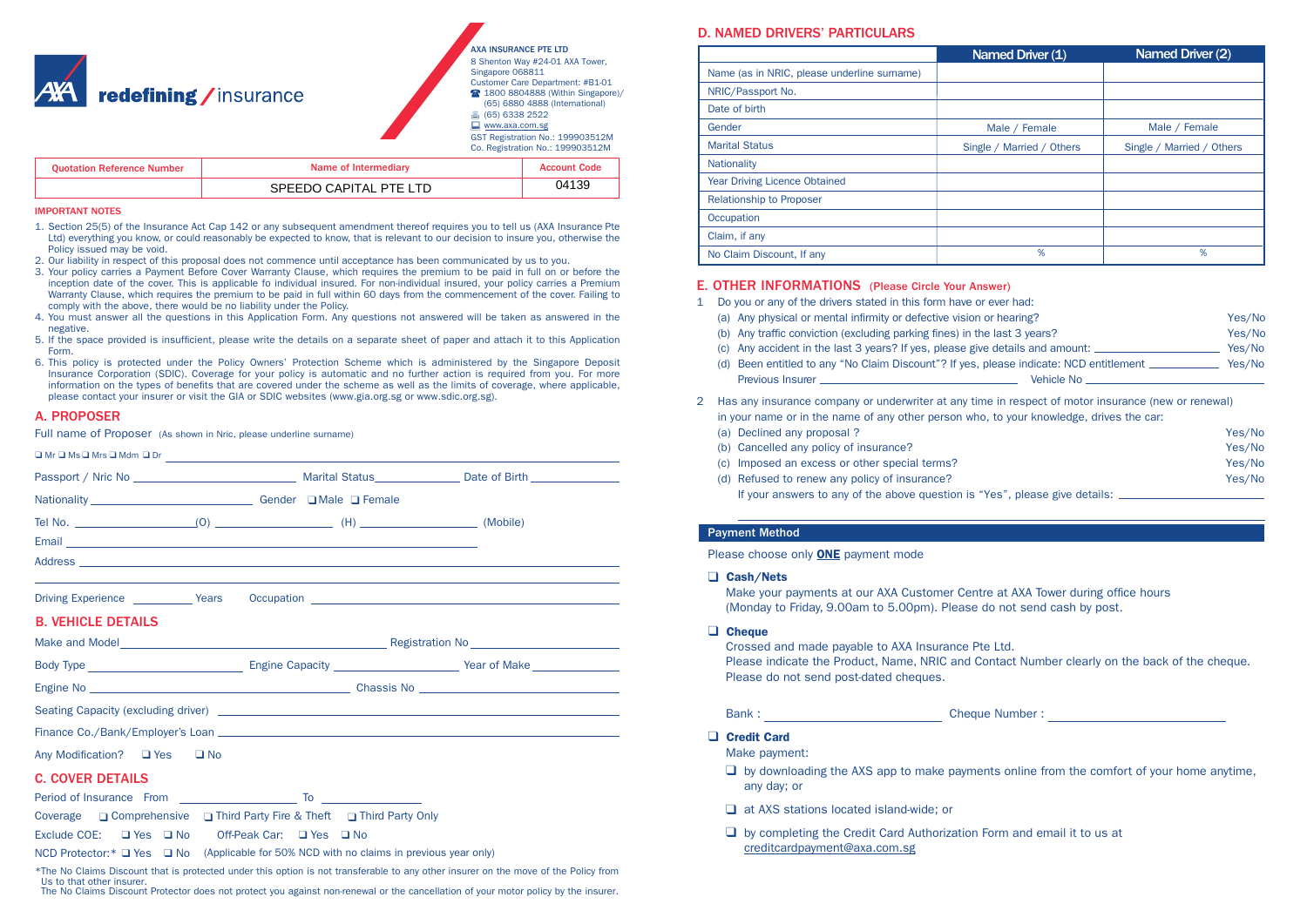AXA redefining / insurance

**AXA INSURANCE PTE LTD**
8 Shenton Way #24-01 AXA Tower,
Singapore 068811
Customer Care Department: #B1-01
1800 8804888 (Within Singapore)/
(65) 6880 4888 (International)
(65) 6338 2522
www.axa.com.sg
GST Registration No.: 199903512M
Co. Registration No.: 199903512M

| Quotation Reference Number | Name of Intermediary | Account Code |
|---|---|---|
| | SPEEDO CAPITAL PTE LTD | 04139 |

**IMPORTANT NOTES**

1. Section 25(5) of the Insurance Act Cap 142 or any subsequent amendment thereof requires you to tell us (AXA Insurance Pte Ltd) everything you know, or could reasonably be expected to know, that is relevant to our decision to insure you, otherwise the Policy issued may be void.
2. Our liability in respect of this proposal does not commence until acceptance has been communicated by us to you.
3. Your policy carries a Payment Before Cover Warranty Clause, which requires the premium to be paid in full on or before the inception date of the cover. This is applicable fo individual insured. For non-individual insured, your policy carries a Premium Warranty Clause, which requires the premium to be paid in full within 60 days from the commencement of the cover. Failing to comply with the above, there would be no liability under the Policy.
4. You must answer all the questions in this Application Form. Any questions not answered will be taken as answered in the negative.
5. If the space provided is insufficient, please write the details on a separate sheet of paper and attach it to this Application Form.
6. This policy is protected under the Policy Owners' Protection Scheme which is administered by the Singapore Deposit Insurance Corporation (SDIC). Coverage for your policy is automatic and no further action is required from you. For more information on the types of benefits that are covered under the scheme as well as the limits of coverage, where applicable, please contact your insurer or visit the GIA or SDIC websites (www.gia.org.sg or www.sdic.org.sg).

## A. PROPOSER

Full name of Proposer (As shown in Nric, please underline surname)

❑ Mr ❑ Ms ❑ Mrs ❑ Mdm ❑ Dr ____________________

Passport / Nric No __________ Marital Status__________ Date of Birth __________

Nationality __________ Gender ❑ Male ❑ Female

Tel No. __________ (O) __________ (H) __________ (Mobile)

Email ____________________

Address ____________________

Driving Experience ________ Years Occupation ____________________

## B. VEHICLE DETAILS

Make and Model __________ Registration No __________

Body Type __________ Engine Capacity __________ Year of Make __________

Engine No __________ Chassis No __________

Seating Capacity (excluding driver) ____________________

Finance Co./Bank/Employer's Loan ____________________

Any Modification? ❑ Yes ❑ No

## C. COVER DETAILS

Period of Insurance From __________ To __________

Coverage ❑ Comprehensive ❑ Third Party Fire & Theft ❑ Third Party Only

Exclude COE: ❑ Yes ❑ No Off-Peak Car: ❑ Yes ❑ No

NCD Protector:* ❑ Yes ❑ No (Applicable for 50% NCD with no claims in previous year only)

*The No Claims Discount that is protected under this option is not transferable to any other insurer on the move of the Policy from Us to that other insurer.
The No Claims Discount Protector does not protect you against non-renewal or the cancellation of your motor policy by the insurer.

## D. NAMED DRIVERS' PARTICULARS

| | Named Driver (1) | Named Driver (2) |
|---|---|---|
| Name (as in NRIC, please underline surname) | | |
| NRIC/Passport No. | | |
| Date of birth | | |
| Gender | Male / Female | Male / Female |
| Marital Status | Single / Married / Others | Single / Married / Others |
| Nationality | | |
| Year Driving Licence Obtained | | |
| Relationship to Proposer | | |
| Occupation | | |
| Claim, if any | | |
| No Claim Discount, If any | % | % |

## E. OTHER INFORMATIONS (Please Circle Your Answer)

1 Do you or any of the drivers stated in this form have or ever had:

(a) Any physical or mental infirmity or defective vision or hearing? Yes/No
(b) Any traffic conviction (excluding parking fines) in the last 3 years? Yes/No
(c) Any accident in the last 3 years? If yes, please give details and amount: __________ Yes/No
(d) Been entitled to any "No Claim Discount"? If yes, please indicate: NCD entitlement __________ Yes/No
Previous Insurer __________ Vehicle No __________

2 Has any insurance company or underwriter at any time in respect of motor insurance (new or renewal) in your name or in the name of any other person who, to your knowledge, drives the car:

(a) Declined any proposal ? Yes/No
(b) Cancelled any policy of insurance? Yes/No
(c) Imposed an excess or other special terms? Yes/No
(d) Refused to renew any policy of insurance? Yes/No
If your answers to any of the above question is "Yes", please give details: __________

### Payment Method

Please choose only **ONE** payment mode

❑ **Cash/Nets**
Make your payments at our AXA Customer Centre at AXA Tower during office hours (Monday to Friday, 9.00am to 5.00pm). Please do not send cash by post.

❑ **Cheque**
Crossed and made payable to AXA Insurance Pte Ltd.
Please indicate the Product, Name, NRIC and Contact Number clearly on the back of the cheque.
Please do not send post-dated cheques.

Bank : __________ Cheque Number : __________

❑ **Credit Card**
Make payment:

❑ by downloading the AXS app to make payments online from the comfort of your home anytime, any day; or

❑ at AXS stations located island-wide; or

❑ by completing the Credit Card Authorization Form and email it to us at creditcardpayment@axa.com.sg